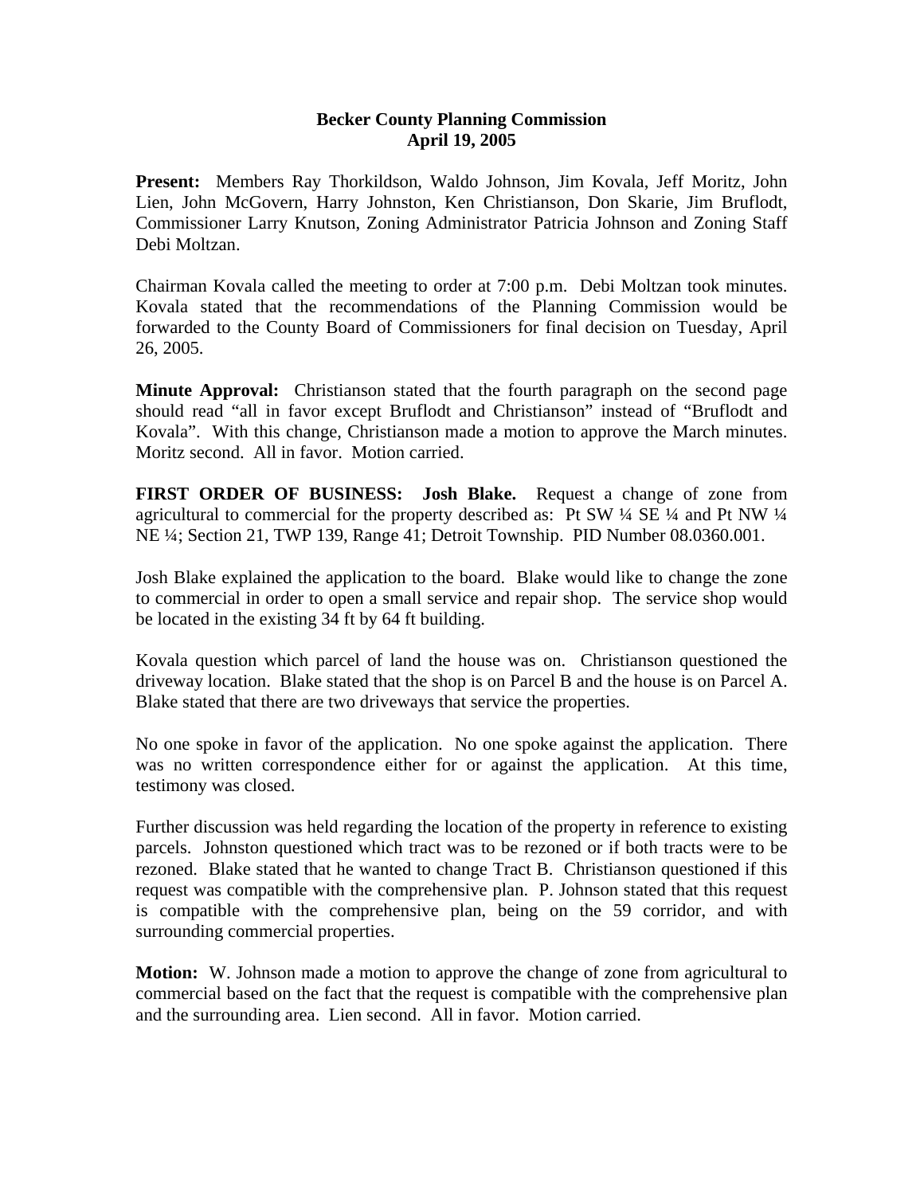# Becker County Planning Commission
## April 19, 2005

**Present:** Members Ray Thorkildson, Waldo Johnson, Jim Kovala, Jeff Moritz, John Lien, John McGovern, Harry Johnston, Ken Christianson, Don Skarie, Jim Bruflodt, Commissioner Larry Knutson, Zoning Administrator Patricia Johnson and Zoning Staff Debi Moltzan.

Chairman Kovala called the meeting to order at 7:00 p.m. Debi Moltzan took minutes. Kovala stated that the recommendations of the Planning Commission would be forwarded to the County Board of Commissioners for final decision on Tuesday, April 26, 2005.

**Minute Approval:** Christianson stated that the fourth paragraph on the second page should read "all in favor except Bruflodt and Christianson" instead of "Bruflodt and Kovala". With this change, Christianson made a motion to approve the March minutes. Moritz second. All in favor. Motion carried.

**FIRST ORDER OF BUSINESS: Josh Blake.** Request a change of zone from agricultural to commercial for the property described as: Pt SW ¼ SE ¼ and Pt NW ¼ NE ¼; Section 21, TWP 139, Range 41; Detroit Township. PID Number 08.0360.001.

Josh Blake explained the application to the board. Blake would like to change the zone to commercial in order to open a small service and repair shop. The service shop would be located in the existing 34 ft by 64 ft building.

Kovala question which parcel of land the house was on. Christianson questioned the driveway location. Blake stated that the shop is on Parcel B and the house is on Parcel A. Blake stated that there are two driveways that service the properties.

No one spoke in favor of the application. No one spoke against the application. There was no written correspondence either for or against the application. At this time, testimony was closed.

Further discussion was held regarding the location of the property in reference to existing parcels. Johnston questioned which tract was to be rezoned or if both tracts were to be rezoned. Blake stated that he wanted to change Tract B. Christianson questioned if this request was compatible with the comprehensive plan. P. Johnson stated that this request is compatible with the comprehensive plan, being on the 59 corridor, and with surrounding commercial properties.

**Motion:** W. Johnson made a motion to approve the change of zone from agricultural to commercial based on the fact that the request is compatible with the comprehensive plan and the surrounding area. Lien second. All in favor. Motion carried.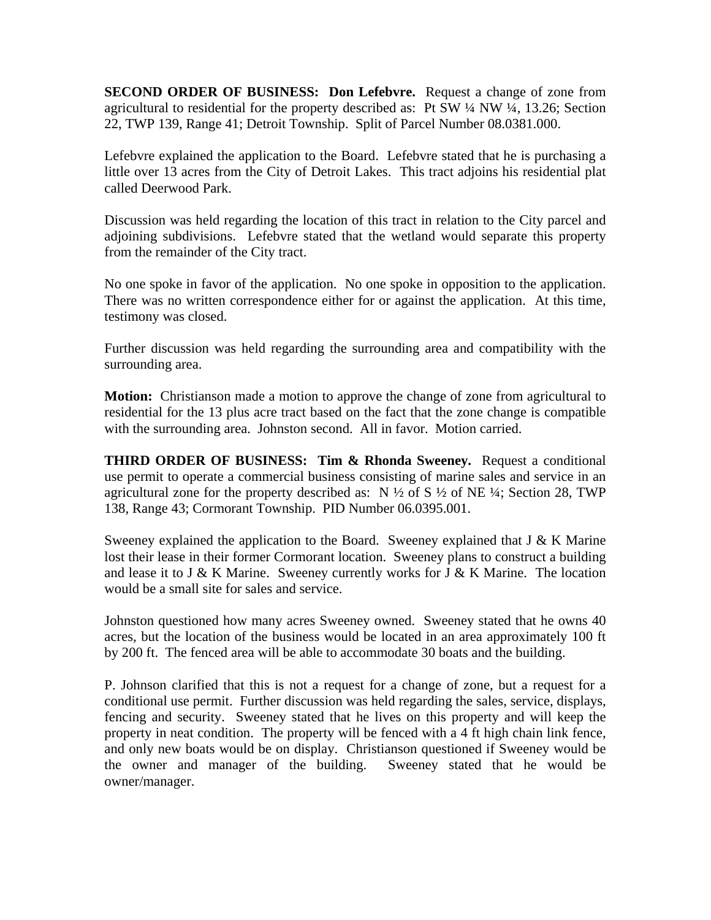**SECOND ORDER OF BUSINESS: Don Lefebvre.** Request a change of zone from agricultural to residential for the property described as: Pt SW ¼ NW ¼, 13.26; Section 22, TWP 139, Range 41; Detroit Township. Split of Parcel Number 08.0381.000.

Lefebvre explained the application to the Board. Lefebvre stated that he is purchasing a little over 13 acres from the City of Detroit Lakes. This tract adjoins his residential plat called Deerwood Park.

Discussion was held regarding the location of this tract in relation to the City parcel and adjoining subdivisions. Lefebvre stated that the wetland would separate this property from the remainder of the City tract.

No one spoke in favor of the application. No one spoke in opposition to the application. There was no written correspondence either for or against the application. At this time, testimony was closed.

Further discussion was held regarding the surrounding area and compatibility with the surrounding area.

**Motion:** Christianson made a motion to approve the change of zone from agricultural to residential for the 13 plus acre tract based on the fact that the zone change is compatible with the surrounding area. Johnston second. All in favor. Motion carried.

**THIRD ORDER OF BUSINESS: Tim & Rhonda Sweeney.** Request a conditional use permit to operate a commercial business consisting of marine sales and service in an agricultural zone for the property described as: N ½ of S ½ of NE ¼; Section 28, TWP 138, Range 43; Cormorant Township. PID Number 06.0395.001.

Sweeney explained the application to the Board. Sweeney explained that J & K Marine lost their lease in their former Cormorant location. Sweeney plans to construct a building and lease it to J & K Marine. Sweeney currently works for J & K Marine. The location would be a small site for sales and service.

Johnston questioned how many acres Sweeney owned. Sweeney stated that he owns 40 acres, but the location of the business would be located in an area approximately 100 ft by 200 ft. The fenced area will be able to accommodate 30 boats and the building.

P. Johnson clarified that this is not a request for a change of zone, but a request for a conditional use permit. Further discussion was held regarding the sales, service, displays, fencing and security. Sweeney stated that he lives on this property and will keep the property in neat condition. The property will be fenced with a 4 ft high chain link fence, and only new boats would be on display. Christianson questioned if Sweeney would be the owner and manager of the building. Sweeney stated that he would be owner/manager.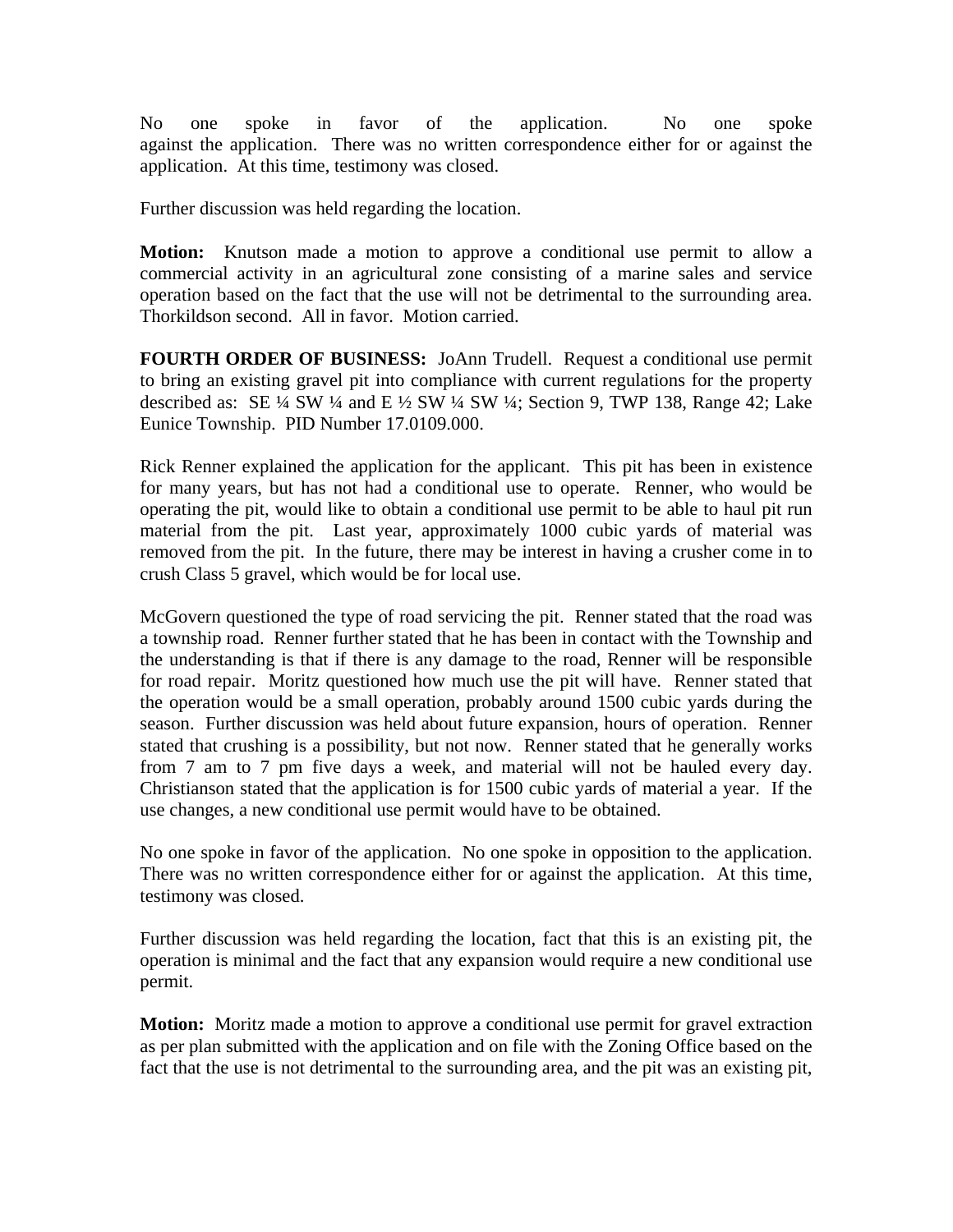No one spoke in favor of the application. No one spoke against the application. There was no written correspondence either for or against the application. At this time, testimony was closed.

Further discussion was held regarding the location.

**Motion:** Knutson made a motion to approve a conditional use permit to allow a commercial activity in an agricultural zone consisting of a marine sales and service operation based on the fact that the use will not be detrimental to the surrounding area. Thorkildson second. All in favor. Motion carried.

**FOURTH ORDER OF BUSINESS:** JoAnn Trudell. Request a conditional use permit to bring an existing gravel pit into compliance with current regulations for the property described as: SE ¼ SW ¼ and E ½ SW ¼ SW ¼; Section 9, TWP 138, Range 42; Lake Eunice Township. PID Number 17.0109.000.

Rick Renner explained the application for the applicant. This pit has been in existence for many years, but has not had a conditional use to operate. Renner, who would be operating the pit, would like to obtain a conditional use permit to be able to haul pit run material from the pit. Last year, approximately 1000 cubic yards of material was removed from the pit. In the future, there may be interest in having a crusher come in to crush Class 5 gravel, which would be for local use.

McGovern questioned the type of road servicing the pit. Renner stated that the road was a township road. Renner further stated that he has been in contact with the Township and the understanding is that if there is any damage to the road, Renner will be responsible for road repair. Moritz questioned how much use the pit will have. Renner stated that the operation would be a small operation, probably around 1500 cubic yards during the season. Further discussion was held about future expansion, hours of operation. Renner stated that crushing is a possibility, but not now. Renner stated that he generally works from 7 am to 7 pm five days a week, and material will not be hauled every day. Christianson stated that the application is for 1500 cubic yards of material a year. If the use changes, a new conditional use permit would have to be obtained.

No one spoke in favor of the application. No one spoke in opposition to the application. There was no written correspondence either for or against the application. At this time, testimony was closed.

Further discussion was held regarding the location, fact that this is an existing pit, the operation is minimal and the fact that any expansion would require a new conditional use permit.

**Motion:** Moritz made a motion to approve a conditional use permit for gravel extraction as per plan submitted with the application and on file with the Zoning Office based on the fact that the use is not detrimental to the surrounding area, and the pit was an existing pit,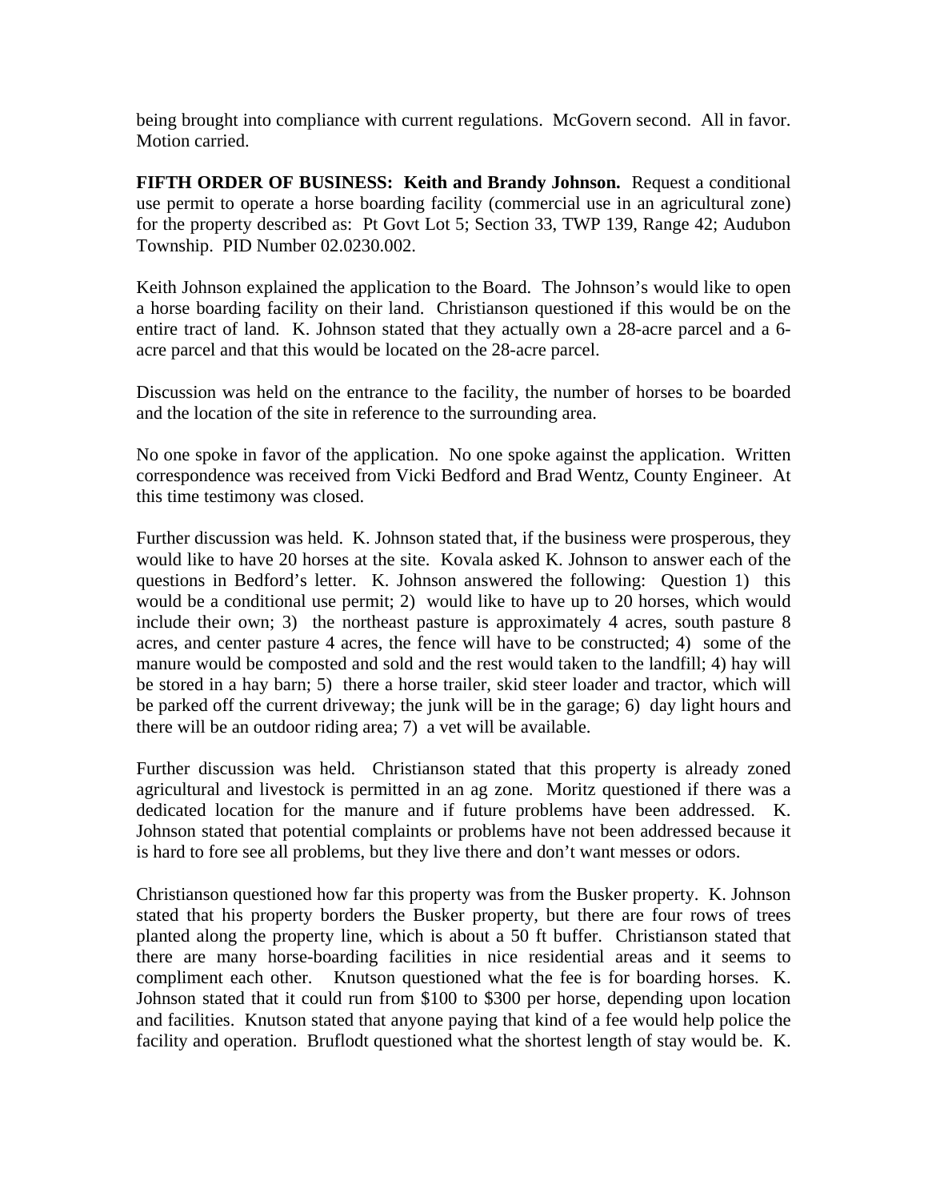being brought into compliance with current regulations. McGovern second. All in favor. Motion carried.

**FIFTH ORDER OF BUSINESS: Keith and Brandy Johnson.** Request a conditional use permit to operate a horse boarding facility (commercial use in an agricultural zone) for the property described as: Pt Govt Lot 5; Section 33, TWP 139, Range 42; Audubon Township. PID Number 02.0230.002.

Keith Johnson explained the application to the Board. The Johnson's would like to open a horse boarding facility on their land. Christianson questioned if this would be on the entire tract of land. K. Johnson stated that they actually own a 28-acre parcel and a 6-acre parcel and that this would be located on the 28-acre parcel.

Discussion was held on the entrance to the facility, the number of horses to be boarded and the location of the site in reference to the surrounding area.

No one spoke in favor of the application. No one spoke against the application. Written correspondence was received from Vicki Bedford and Brad Wentz, County Engineer. At this time testimony was closed.

Further discussion was held. K. Johnson stated that, if the business were prosperous, they would like to have 20 horses at the site. Kovala asked K. Johnson to answer each of the questions in Bedford's letter. K. Johnson answered the following: Question 1) this would be a conditional use permit; 2) would like to have up to 20 horses, which would include their own; 3) the northeast pasture is approximately 4 acres, south pasture 8 acres, and center pasture 4 acres, the fence will have to be constructed; 4) some of the manure would be composted and sold and the rest would taken to the landfill; 4) hay will be stored in a hay barn; 5) there a horse trailer, skid steer loader and tractor, which will be parked off the current driveway; the junk will be in the garage; 6) day light hours and there will be an outdoor riding area; 7) a vet will be available.

Further discussion was held. Christianson stated that this property is already zoned agricultural and livestock is permitted in an ag zone. Moritz questioned if there was a dedicated location for the manure and if future problems have been addressed. K. Johnson stated that potential complaints or problems have not been addressed because it is hard to fore see all problems, but they live there and don't want messes or odors.

Christianson questioned how far this property was from the Busker property. K. Johnson stated that his property borders the Busker property, but there are four rows of trees planted along the property line, which is about a 50 ft buffer. Christianson stated that there are many horse-boarding facilities in nice residential areas and it seems to compliment each other. Knutson questioned what the fee is for boarding horses. K. Johnson stated that it could run from $100 to $300 per horse, depending upon location and facilities. Knutson stated that anyone paying that kind of a fee would help police the facility and operation. Bruflodt questioned what the shortest length of stay would be. K.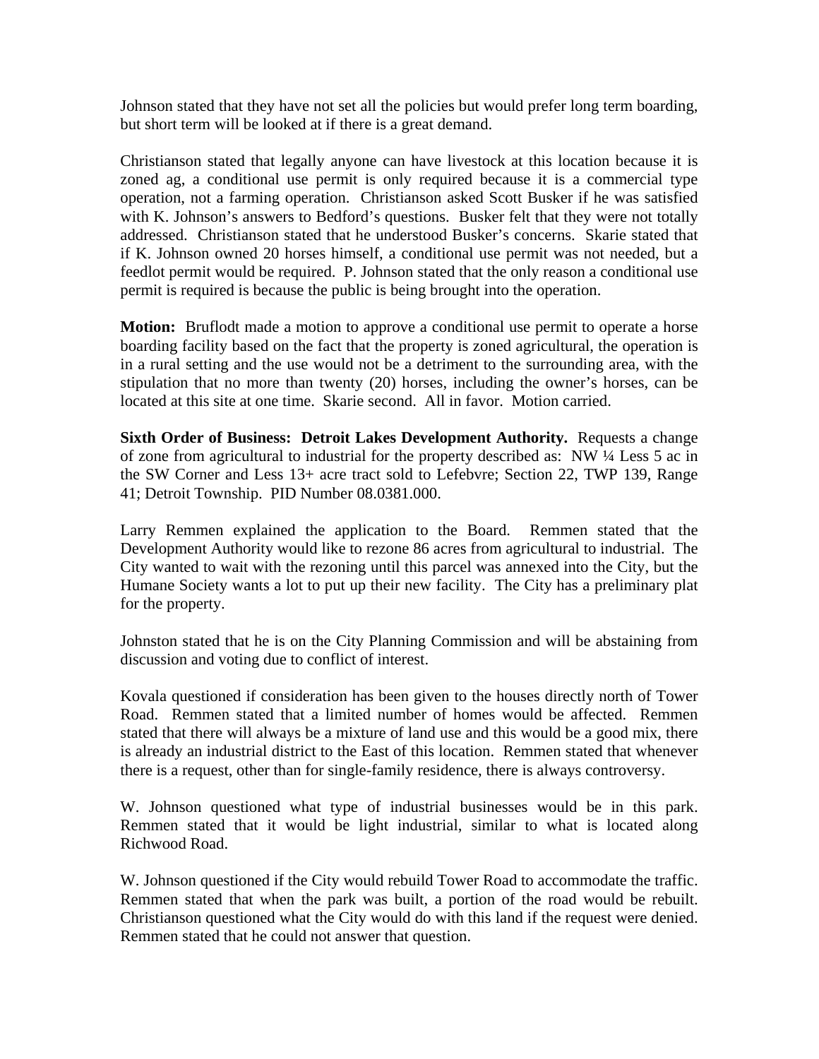Johnson stated that they have not set all the policies but would prefer long term boarding, but short term will be looked at if there is a great demand.

Christianson stated that legally anyone can have livestock at this location because it is zoned ag, a conditional use permit is only required because it is a commercial type operation, not a farming operation. Christianson asked Scott Busker if he was satisfied with K. Johnson's answers to Bedford's questions. Busker felt that they were not totally addressed. Christianson stated that he understood Busker's concerns. Skarie stated that if K. Johnson owned 20 horses himself, a conditional use permit was not needed, but a feedlot permit would be required. P. Johnson stated that the only reason a conditional use permit is required is because the public is being brought into the operation.

**Motion:** Bruflodt made a motion to approve a conditional use permit to operate a horse boarding facility based on the fact that the property is zoned agricultural, the operation is in a rural setting and the use would not be a detriment to the surrounding area, with the stipulation that no more than twenty (20) horses, including the owner's horses, can be located at this site at one time. Skarie second. All in favor. Motion carried.

**Sixth Order of Business: Detroit Lakes Development Authority.** Requests a change of zone from agricultural to industrial for the property described as: NW ¼ Less 5 ac in the SW Corner and Less 13+ acre tract sold to Lefebvre; Section 22, TWP 139, Range 41; Detroit Township. PID Number 08.0381.000.

Larry Remmen explained the application to the Board. Remmen stated that the Development Authority would like to rezone 86 acres from agricultural to industrial. The City wanted to wait with the rezoning until this parcel was annexed into the City, but the Humane Society wants a lot to put up their new facility. The City has a preliminary plat for the property.

Johnston stated that he is on the City Planning Commission and will be abstaining from discussion and voting due to conflict of interest.

Kovala questioned if consideration has been given to the houses directly north of Tower Road. Remmen stated that a limited number of homes would be affected. Remmen stated that there will always be a mixture of land use and this would be a good mix, there is already an industrial district to the East of this location. Remmen stated that whenever there is a request, other than for single-family residence, there is always controversy.

W. Johnson questioned what type of industrial businesses would be in this park. Remmen stated that it would be light industrial, similar to what is located along Richwood Road.

W. Johnson questioned if the City would rebuild Tower Road to accommodate the traffic. Remmen stated that when the park was built, a portion of the road would be rebuilt. Christianson questioned what the City would do with this land if the request were denied. Remmen stated that he could not answer that question.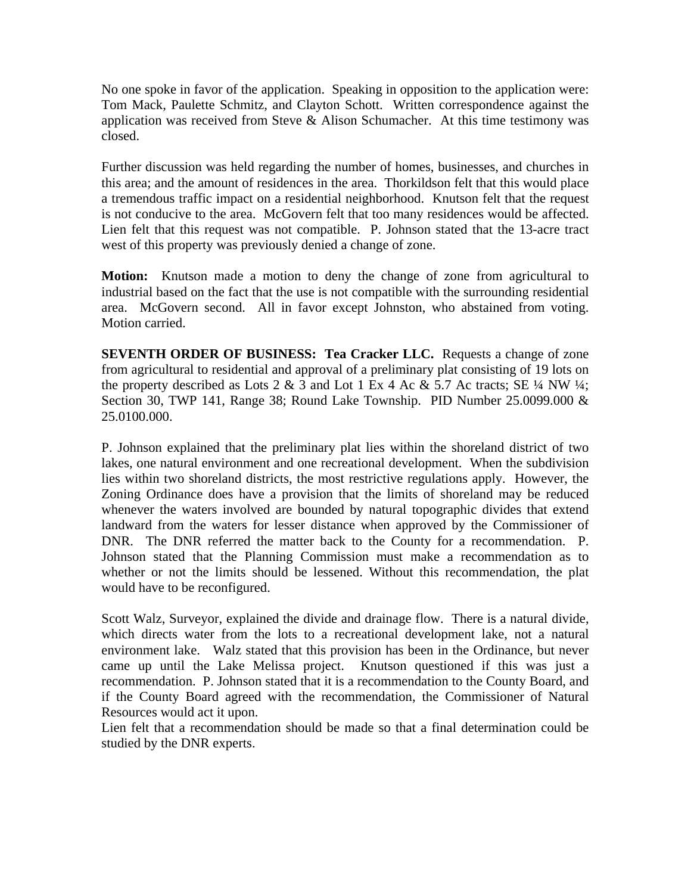No one spoke in favor of the application. Speaking in opposition to the application were: Tom Mack, Paulette Schmitz, and Clayton Schott. Written correspondence against the application was received from Steve & Alison Schumacher. At this time testimony was closed.

Further discussion was held regarding the number of homes, businesses, and churches in this area; and the amount of residences in the area. Thorkildson felt that this would place a tremendous traffic impact on a residential neighborhood. Knutson felt that the request is not conducive to the area. McGovern felt that too many residences would be affected. Lien felt that this request was not compatible. P. Johnson stated that the 13-acre tract west of this property was previously denied a change of zone.

**Motion:** Knutson made a motion to deny the change of zone from agricultural to industrial based on the fact that the use is not compatible with the surrounding residential area. McGovern second. All in favor except Johnston, who abstained from voting. Motion carried.

**SEVENTH ORDER OF BUSINESS: Tea Cracker LLC.** Requests a change of zone from agricultural to residential and approval of a preliminary plat consisting of 19 lots on the property described as Lots 2 & 3 and Lot 1 Ex 4 Ac & 5.7 Ac tracts; SE ¼ NW ¼; Section 30, TWP 141, Range 38; Round Lake Township. PID Number 25.0099.000 & 25.0100.000.

P. Johnson explained that the preliminary plat lies within the shoreland district of two lakes, one natural environment and one recreational development. When the subdivision lies within two shoreland districts, the most restrictive regulations apply. However, the Zoning Ordinance does have a provision that the limits of shoreland may be reduced whenever the waters involved are bounded by natural topographic divides that extend landward from the waters for lesser distance when approved by the Commissioner of DNR. The DNR referred the matter back to the County for a recommendation. P. Johnson stated that the Planning Commission must make a recommendation as to whether or not the limits should be lessened. Without this recommendation, the plat would have to be reconfigured.

Scott Walz, Surveyor, explained the divide and drainage flow. There is a natural divide, which directs water from the lots to a recreational development lake, not a natural environment lake. Walz stated that this provision has been in the Ordinance, but never came up until the Lake Melissa project. Knutson questioned if this was just a recommendation. P. Johnson stated that it is a recommendation to the County Board, and if the County Board agreed with the recommendation, the Commissioner of Natural Resources would act it upon.
Lien felt that a recommendation should be made so that a final determination could be studied by the DNR experts.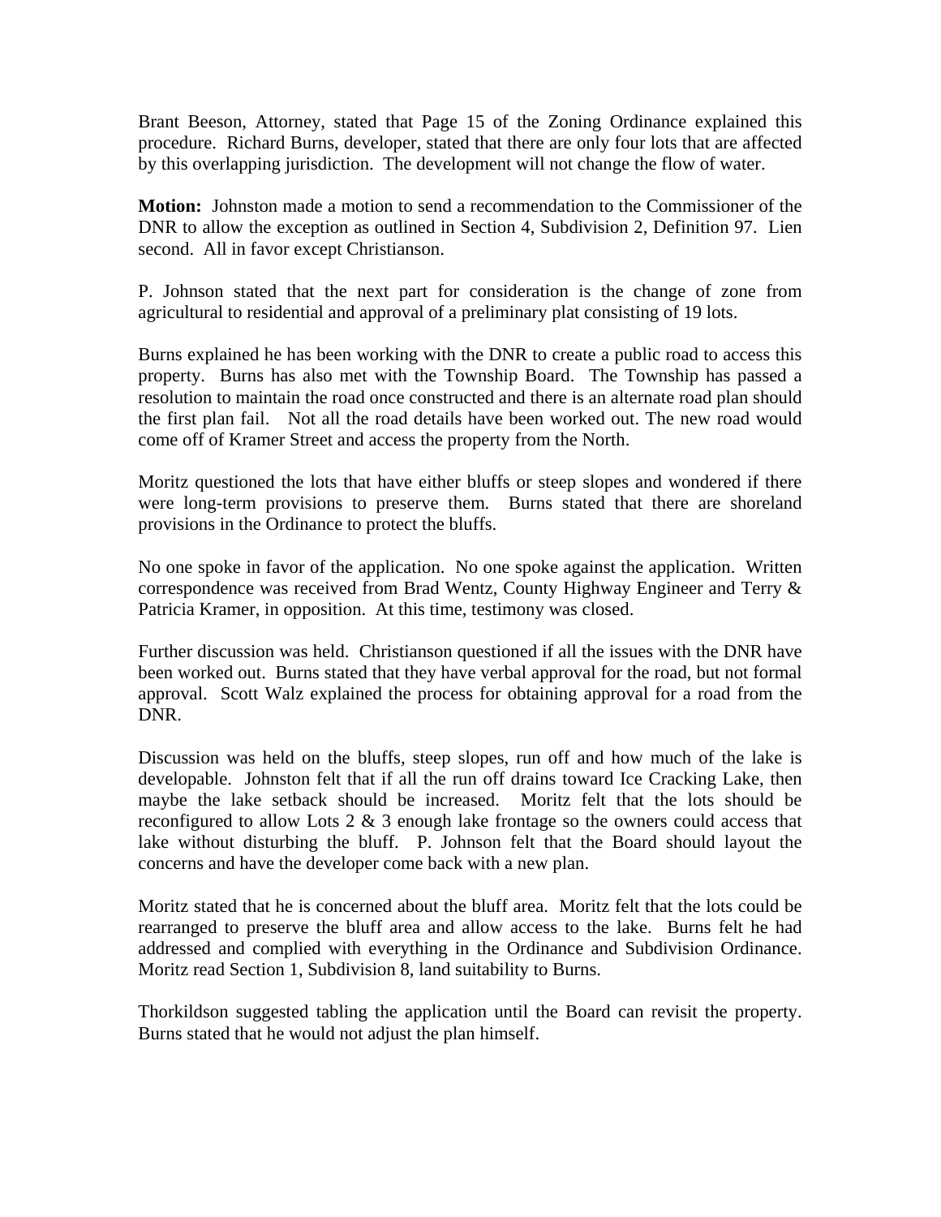Brant Beeson, Attorney, stated that Page 15 of the Zoning Ordinance explained this procedure. Richard Burns, developer, stated that there are only four lots that are affected by this overlapping jurisdiction. The development will not change the flow of water.

**Motion:** Johnston made a motion to send a recommendation to the Commissioner of the DNR to allow the exception as outlined in Section 4, Subdivision 2, Definition 97. Lien second. All in favor except Christianson.

P. Johnson stated that the next part for consideration is the change of zone from agricultural to residential and approval of a preliminary plat consisting of 19 lots.

Burns explained he has been working with the DNR to create a public road to access this property. Burns has also met with the Township Board. The Township has passed a resolution to maintain the road once constructed and there is an alternate road plan should the first plan fail. Not all the road details have been worked out. The new road would come off of Kramer Street and access the property from the North.

Moritz questioned the lots that have either bluffs or steep slopes and wondered if there were long-term provisions to preserve them. Burns stated that there are shoreland provisions in the Ordinance to protect the bluffs.

No one spoke in favor of the application. No one spoke against the application. Written correspondence was received from Brad Wentz, County Highway Engineer and Terry & Patricia Kramer, in opposition. At this time, testimony was closed.

Further discussion was held. Christianson questioned if all the issues with the DNR have been worked out. Burns stated that they have verbal approval for the road, but not formal approval. Scott Walz explained the process for obtaining approval for a road from the DNR.

Discussion was held on the bluffs, steep slopes, run off and how much of the lake is developable. Johnston felt that if all the run off drains toward Ice Cracking Lake, then maybe the lake setback should be increased. Moritz felt that the lots should be reconfigured to allow Lots 2 & 3 enough lake frontage so the owners could access that lake without disturbing the bluff. P. Johnson felt that the Board should layout the concerns and have the developer come back with a new plan.

Moritz stated that he is concerned about the bluff area. Moritz felt that the lots could be rearranged to preserve the bluff area and allow access to the lake. Burns felt he had addressed and complied with everything in the Ordinance and Subdivision Ordinance. Moritz read Section 1, Subdivision 8, land suitability to Burns.

Thorkildson suggested tabling the application until the Board can revisit the property. Burns stated that he would not adjust the plan himself.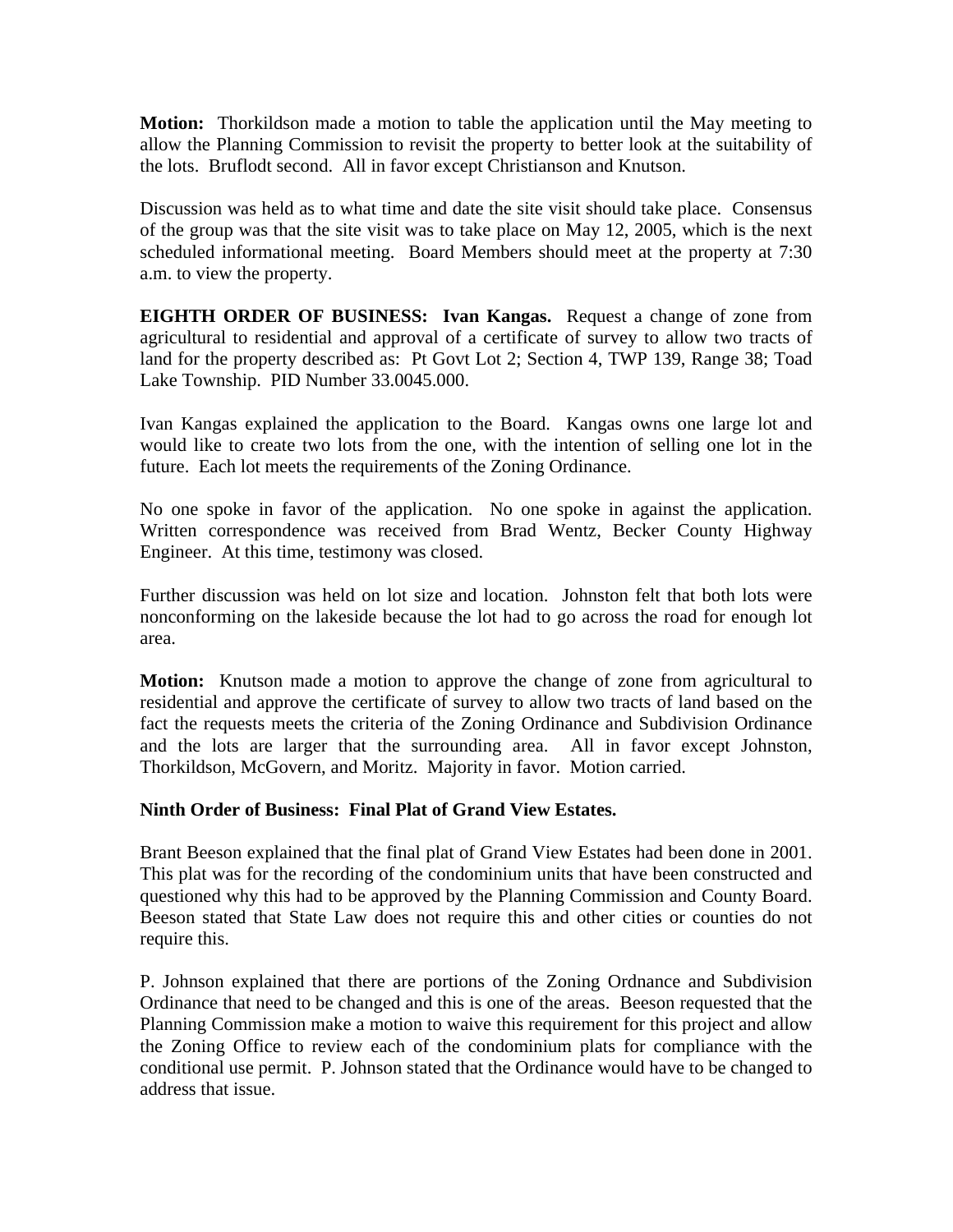**Motion:** Thorkildson made a motion to table the application until the May meeting to allow the Planning Commission to revisit the property to better look at the suitability of the lots. Bruflodt second. All in favor except Christianson and Knutson.

Discussion was held as to what time and date the site visit should take place. Consensus of the group was that the site visit was to take place on May 12, 2005, which is the next scheduled informational meeting. Board Members should meet at the property at 7:30 a.m. to view the property.

**EIGHTH ORDER OF BUSINESS: Ivan Kangas.** Request a change of zone from agricultural to residential and approval of a certificate of survey to allow two tracts of land for the property described as: Pt Govt Lot 2; Section 4, TWP 139, Range 38; Toad Lake Township. PID Number 33.0045.000.

Ivan Kangas explained the application to the Board. Kangas owns one large lot and would like to create two lots from the one, with the intention of selling one lot in the future. Each lot meets the requirements of the Zoning Ordinance.

No one spoke in favor of the application. No one spoke in against the application. Written correspondence was received from Brad Wentz, Becker County Highway Engineer. At this time, testimony was closed.

Further discussion was held on lot size and location. Johnston felt that both lots were nonconforming on the lakeside because the lot had to go across the road for enough lot area.

**Motion:** Knutson made a motion to approve the change of zone from agricultural to residential and approve the certificate of survey to allow two tracts of land based on the fact the requests meets the criteria of the Zoning Ordinance and Subdivision Ordinance and the lots are larger that the surrounding area. All in favor except Johnston, Thorkildson, McGovern, and Moritz. Majority in favor. Motion carried.

**Ninth Order of Business: Final Plat of Grand View Estates.**

Brant Beeson explained that the final plat of Grand View Estates had been done in 2001. This plat was for the recording of the condominium units that have been constructed and questioned why this had to be approved by the Planning Commission and County Board. Beeson stated that State Law does not require this and other cities or counties do not require this.

P. Johnson explained that there are portions of the Zoning Ordnance and Subdivision Ordinance that need to be changed and this is one of the areas. Beeson requested that the Planning Commission make a motion to waive this requirement for this project and allow the Zoning Office to review each of the condominium plats for compliance with the conditional use permit. P. Johnson stated that the Ordinance would have to be changed to address that issue.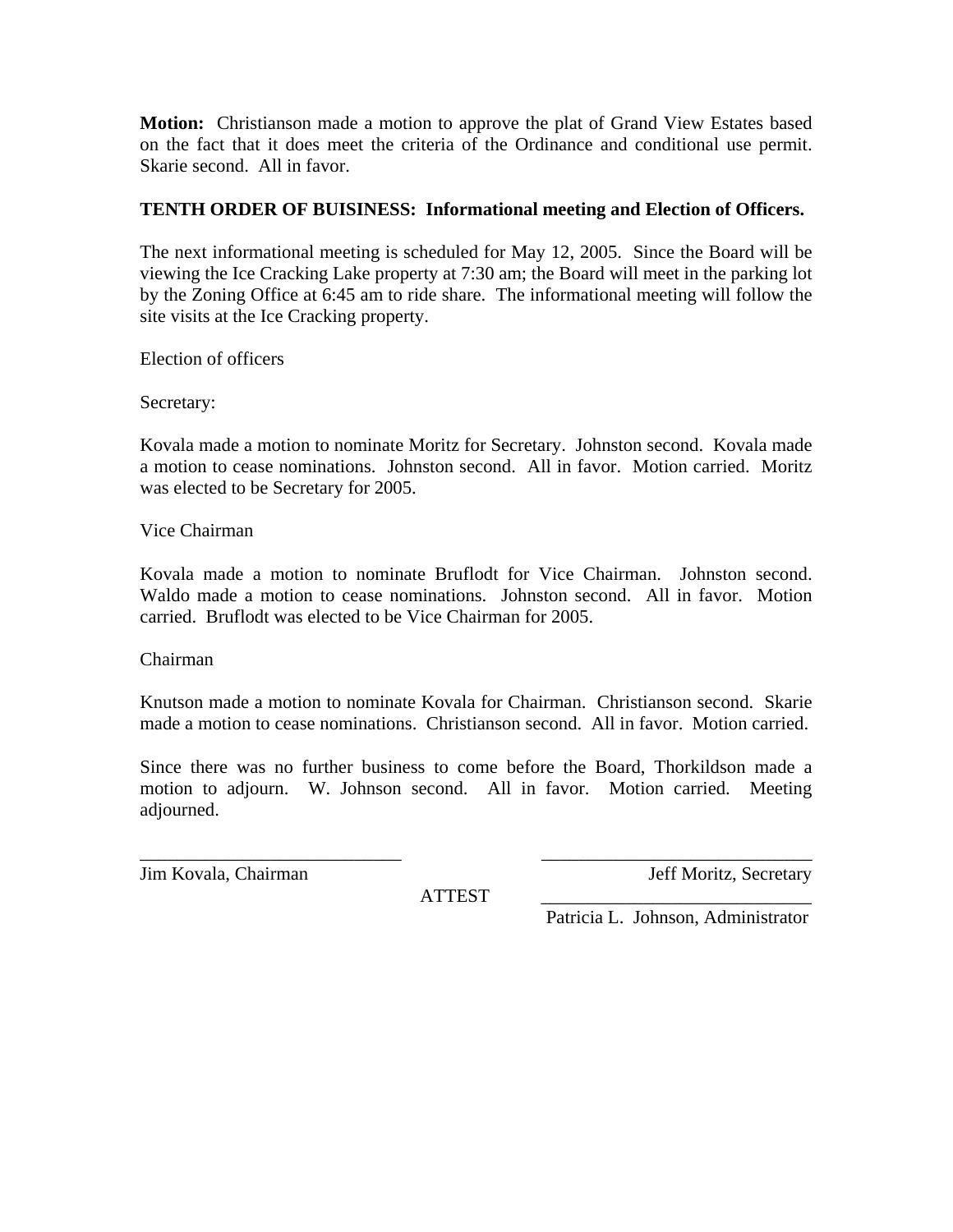**Motion:** Christianson made a motion to approve the plat of Grand View Estates based on the fact that it does meet the criteria of the Ordinance and conditional use permit. Skarie second. All in favor.

**TENTH ORDER OF BUISINESS: Informational meeting and Election of Officers.**

The next informational meeting is scheduled for May 12, 2005. Since the Board will be viewing the Ice Cracking Lake property at 7:30 am; the Board will meet in the parking lot by the Zoning Office at 6:45 am to ride share. The informational meeting will follow the site visits at the Ice Cracking property.

Election of officers

Secretary:

Kovala made a motion to nominate Moritz for Secretary. Johnston second. Kovala made a motion to cease nominations. Johnston second. All in favor. Motion carried. Moritz was elected to be Secretary for 2005.

Vice Chairman

Kovala made a motion to nominate Bruflodt for Vice Chairman. Johnston second. Waldo made a motion to cease nominations. Johnston second. All in favor. Motion carried. Bruflodt was elected to be Vice Chairman for 2005.

Chairman

Knutson made a motion to nominate Kovala for Chairman. Christianson second. Skarie made a motion to cease nominations. Christianson second. All in favor. Motion carried.

Since there was no further business to come before the Board, Thorkildson made a motion to adjourn. W. Johnson second. All in favor. Motion carried. Meeting adjourned.

\_\_\_\_\_\_\_\_\_\_\_\_\_\_\_\_\_\_\_\_\_\_\_\_\_\_\_\_ \_\_\_\_\_\_\_\_\_\_\_\_\_\_\_\_\_\_\_\_\_\_\_\_\_\_\_\_\_

Jim Kovala, Chairman Jeff Moritz, Secretary

ATTEST \_\_\_\_\_\_\_\_\_\_\_\_\_\_\_\_\_\_\_\_\_\_\_\_\_\_\_\_\_

Patricia L. Johnson, Administrator